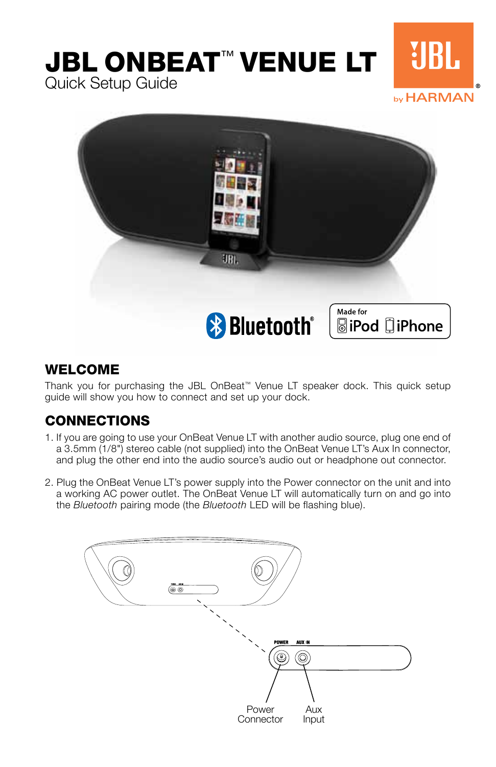# JBL ONBEAT™ VENUE LT

Quick Setup Guide

## WELCOME

Thank you for purchasing the JBL OnBeat™ Venue LT speaker dock. This quick setup guide will show you how to connect and set up your dock.

## CONNECTIONS

1. If you are going to use your OnBeat Venue LT with another audio source, plug one end of a 3.5mm (1/8") stereo cable (not supplied) into the OnBeat Venue LT's Aux In connector, and plug the other end into the audio source's audio out or headphone out connector.

2. Plug the OnBeat Venue LT's power supply into the Power connector on the unit and into a working AC power outlet. The OnBeat Venue LT will automatically turn on and go into the *Bluetooth* pairing mode (the *Bluetooth* LED will be flashing blue).

POWER AUX IN

Power Connector

Aux Input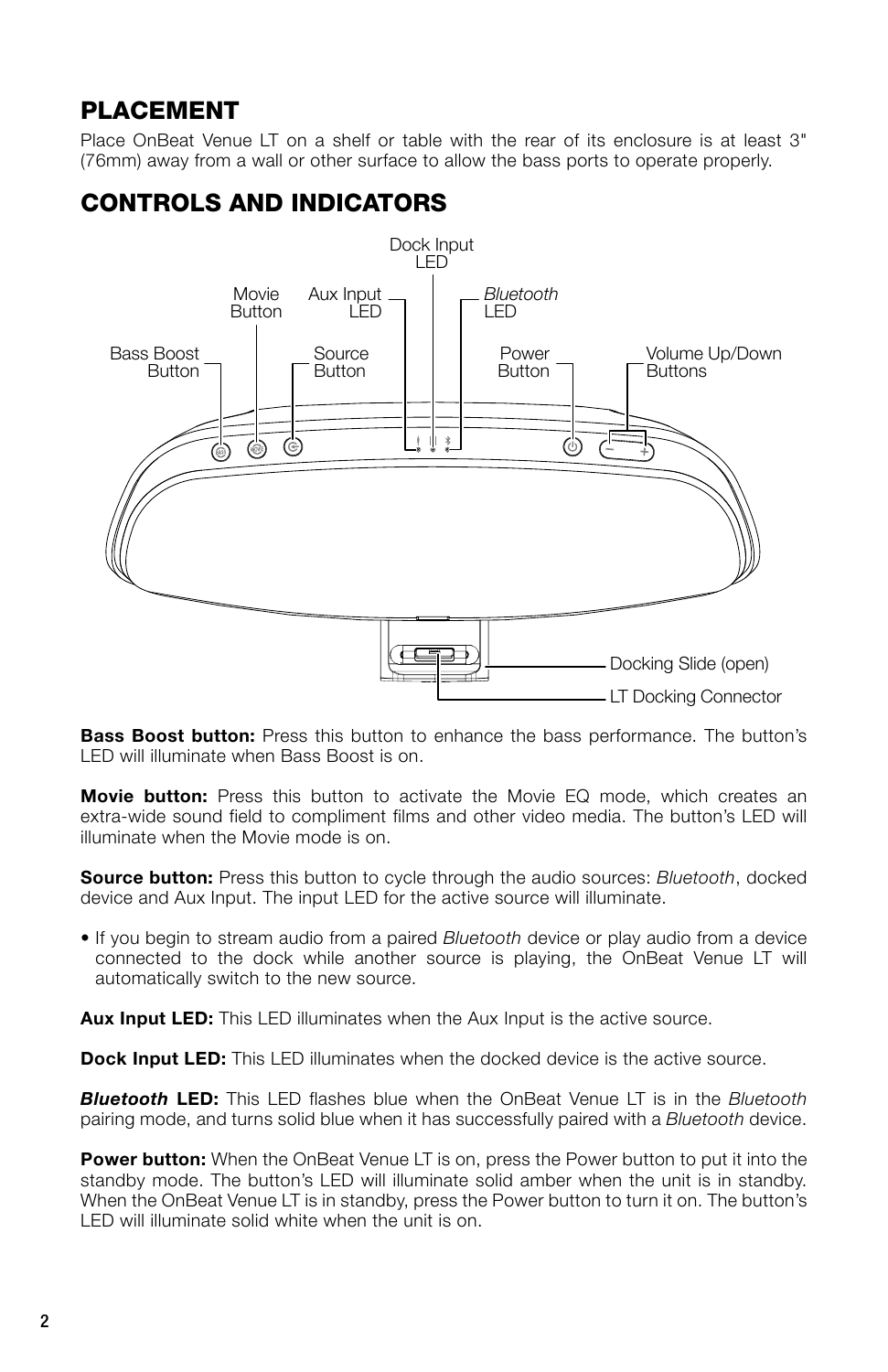## PLACEMENT

Place OnBeat Venue LT on a shelf or table with the rear of its enclosure is at least 3" (76mm) away from a wall or other surface to allow the bass ports to operate properly.

## CONTROLS AND INDICATORS

Dock Input LED

Movie Button

Aux Input LED

*Bluetooth* LED

Bass Boost Button

Source Button

Power Button

Volume Up/Down Buttons

Docking Slide (open)

LT Docking Connector

**Bass Boost button:** Press this button to enhance the bass performance. The button's LED will illuminate when Bass Boost is on.

**Movie button:** Press this button to activate the Movie EQ mode, which creates an extra-wide sound field to compliment films and other video media. The button's LED will illuminate when the Movie mode is on.

**Source button:** Press this button to cycle through the audio sources: *Bluetooth*, docked device and Aux Input. The input LED for the active source will illuminate.

- If you begin to stream audio from a paired *Bluetooth* device or play audio from a device connected to the dock while another source is playing, the OnBeat Venue LT will automatically switch to the new source.

**Aux Input LED:** This LED illuminates when the Aux Input is the active source.

**Dock Input LED:** This LED illuminates when the docked device is the active source.

***Bluetooth* LED:** This LED flashes blue when the OnBeat Venue LT is in the *Bluetooth* pairing mode, and turns solid blue when it has successfully paired with a *Bluetooth* device.

**Power button:** When the OnBeat Venue LT is on, press the Power button to put it into the standby mode. The button's LED will illuminate solid amber when the unit is in standby. When the OnBeat Venue LT is in standby, press the Power button to turn it on. The button's LED will illuminate solid white when the unit is on.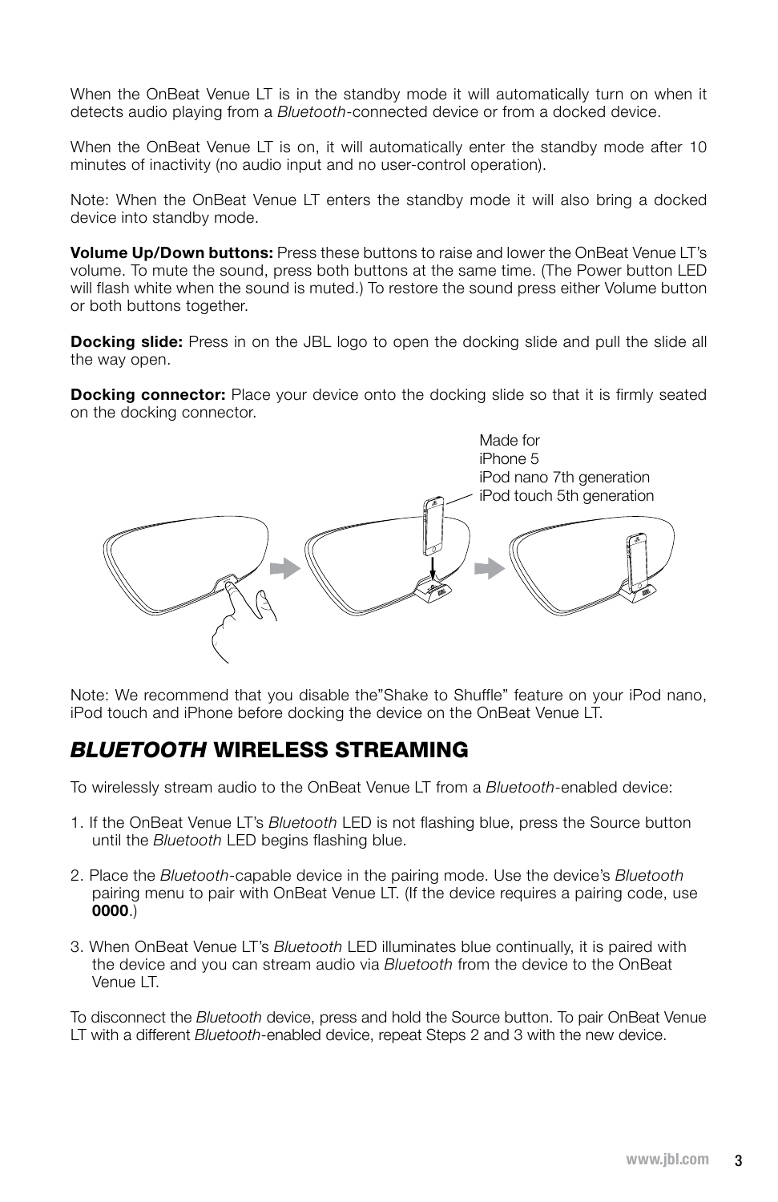When the OnBeat Venue LT is in the standby mode it will automatically turn on when it detects audio playing from a *Bluetooth*-connected device or from a docked device.

When the OnBeat Venue LT is on, it will automatically enter the standby mode after 10 minutes of inactivity (no audio input and no user-control operation).

Note: When the OnBeat Venue LT enters the standby mode it will also bring a docked device into standby mode.

**Volume Up/Down buttons:** Press these buttons to raise and lower the OnBeat Venue LT's volume. To mute the sound, press both buttons at the same time. (The Power button LED will flash white when the sound is muted.) To restore the sound press either Volume button or both buttons together.

**Docking slide:** Press in on the JBL logo to open the docking slide and pull the slide all the way open.

**Docking connector:** Place your device onto the docking slide so that it is firmly seated on the docking connector.

Made for
iPhone 5
iPod nano 7th generation
iPod touch 5th generation

Note: We recommend that you disable the"Shake to Shuffle" feature on your iPod nano, iPod touch and iPhone before docking the device on the OnBeat Venue LT.

## *BLUETOOTH* WIRELESS STREAMING

To wirelessly stream audio to the OnBeat Venue LT from a *Bluetooth*-enabled device:

1. If the OnBeat Venue LT's *Bluetooth* LED is not flashing blue, press the Source button until the *Bluetooth* LED begins flashing blue.

2. Place the *Bluetooth*-capable device in the pairing mode. Use the device's *Bluetooth* pairing menu to pair with OnBeat Venue LT. (If the device requires a pairing code, use **0000**.)

3. When OnBeat Venue LT's *Bluetooth* LED illuminates blue continually, it is paired with the device and you can stream audio via *Bluetooth* from the device to the OnBeat Venue LT.

To disconnect the *Bluetooth* device, press and hold the Source button. To pair OnBeat Venue LT with a different *Bluetooth*-enabled device, repeat Steps 2 and 3 with the new device.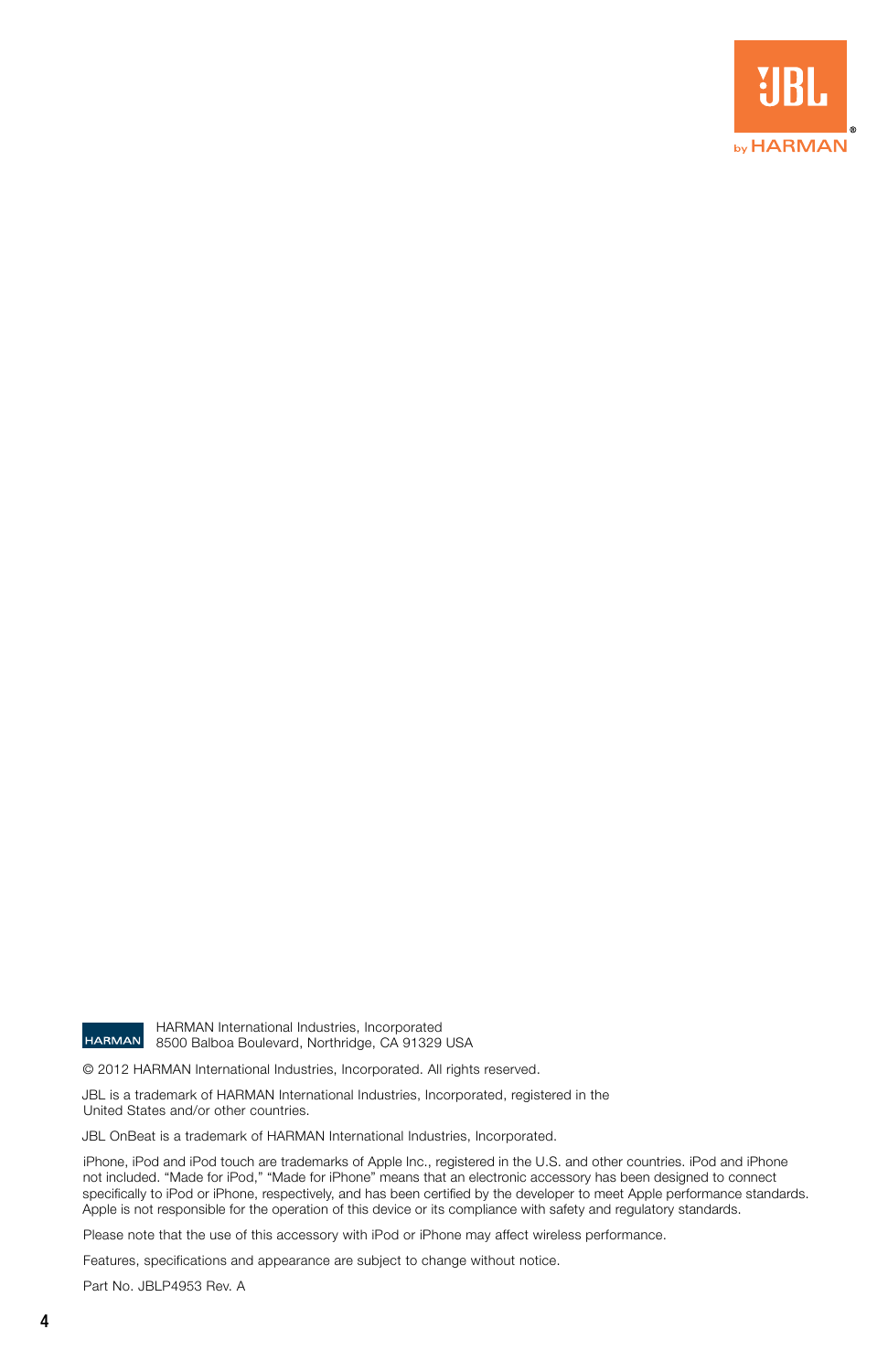HARMAN International Industries, Incorporated
8500 Balboa Boulevard, Northridge, CA 91329 USA

© 2012 HARMAN International Industries, Incorporated. All rights reserved.

JBL is a trademark of HARMAN International Industries, Incorporated, registered in the United States and/or other countries.

JBL OnBeat is a trademark of HARMAN International Industries, Incorporated.

iPhone, iPod and iPod touch are trademarks of Apple Inc., registered in the U.S. and other countries. iPod and iPhone not included. "Made for iPod," "Made for iPhone" means that an electronic accessory has been designed to connect specifically to iPod or iPhone, respectively, and has been certified by the developer to meet Apple performance standards. Apple is not responsible for the operation of this device or its compliance with safety and regulatory standards.

Please note that the use of this accessory with iPod or iPhone may affect wireless performance.

Features, specifications and appearance are subject to change without notice.

Part No. JBLP4953 Rev. A